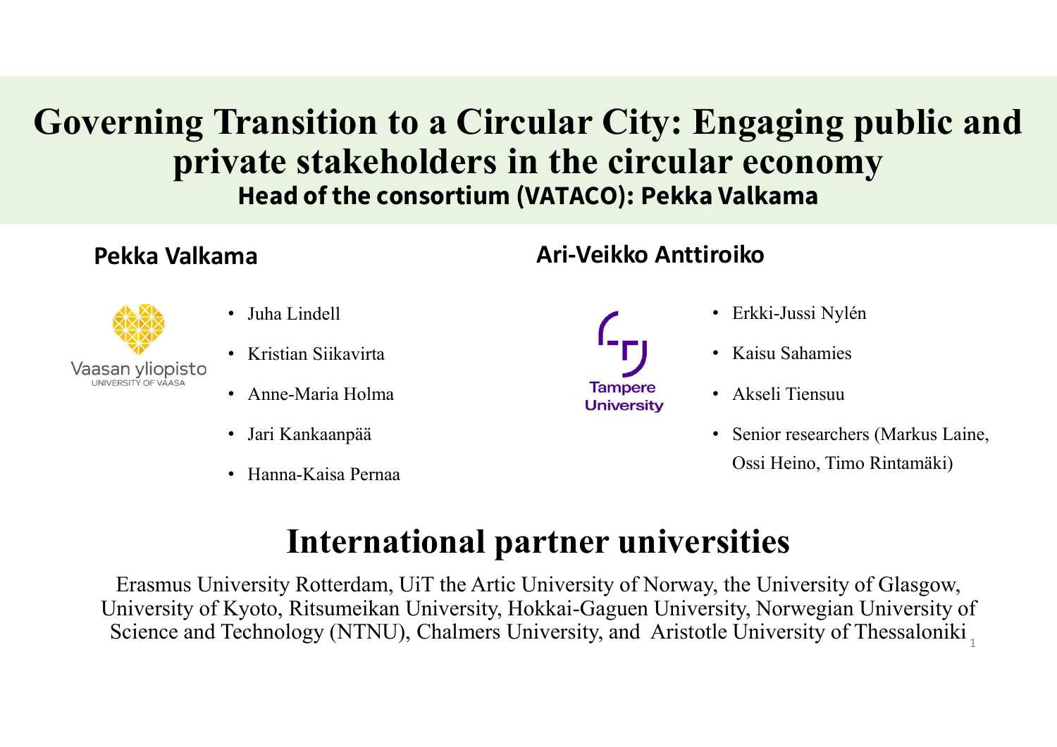# Governing Transition to a Circular City: Engaging public and private stakeholders in the circular economy

**Head of the consortium (VATACO): Pekka Valkama**

## Pekka Valkama

Vaasan yliopisto
UNIVERSITY OF VAASA

- Juha Lindell
- Kristian Siikavirta
- Anne-Maria Holma
- Jari Kankaanpää
- Hanna-Kaisa Pernaa

## Ari-Veikko Anttiroiko

Tampere University

- Erkki-Jussi Nylén
- Kaisu Sahamies
- Akseli Tiensuu
- Senior researchers (Markus Laine, Ossi Heino, Timo Rintamäki)

# International partner universities

Erasmus University Rotterdam, UiT the Artic University of Norway, the University of Glasgow, University of Kyoto, Ritsumeikan University, Hokkai-Gaguen University, Norwegian University of Science and Technology (NTNU), Chalmers University, and Aristotle University of Thessaloniki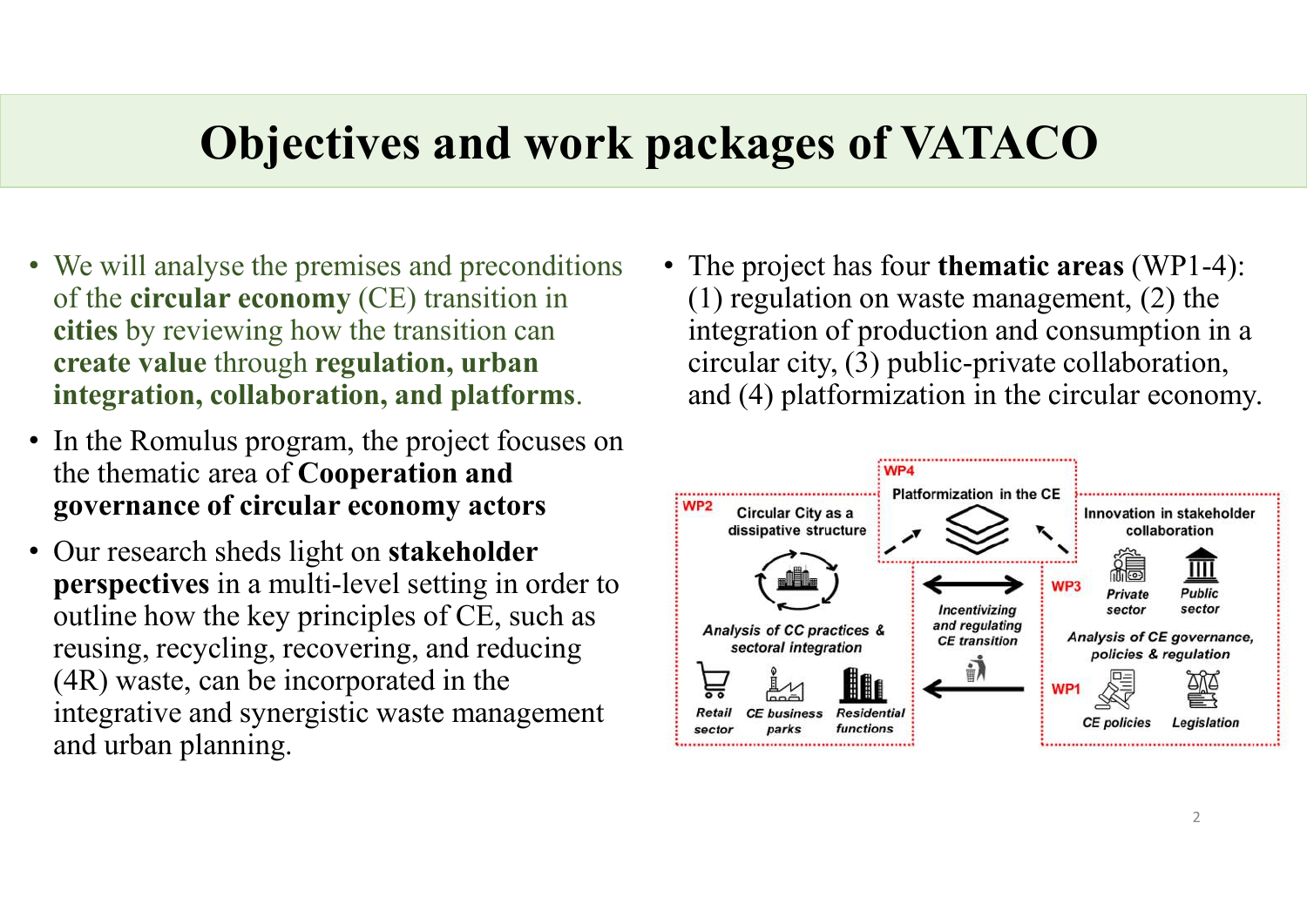# Objectives and work packages of VATACO

- We will analyse the premises and preconditions of the **circular economy** (CE) transition in **cities** by reviewing how the transition can **create value** through **regulation, urban integration, collaboration, and platforms**.
- In the Romulus program, the project focuses on the thematic area of **Cooperation and governance of circular economy actors**
- Our research sheds light on **stakeholder perspectives** in a multi-level setting in order to outline how the key principles of CE, such as reusing, recycling, recovering, and reducing (4R) waste, can be incorporated in the integrative and synergistic waste management and urban planning.

- The project has four **thematic areas** (WP1-4): (1) regulation on waste management, (2) the integration of production and consumption in a circular city, (3) public-private collaboration, and (4) platformization in the circular economy.

WP4 Platformization in the CE

WP2 Circular City as a dissipative structure

*Analysis of CC practices & sectoral integration*

*Retail sector* *CE business parks* *Residential functions*

*Incentivizing and regulating CE transition*

Innovation in stakeholder collaboration

WP3 *Private sector* *Public sector*

*Analysis of CE governance, policies & regulation*

WP1 *CE policies* *Legislation*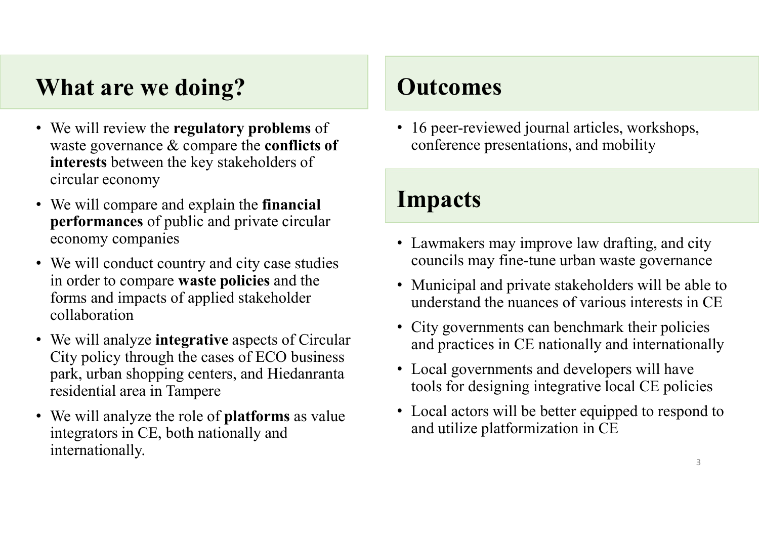## What are we doing?

- We will review the **regulatory problems** of waste governance & compare the **conflicts of interests** between the key stakeholders of circular economy
- We will compare and explain the **financial performances** of public and private circular economy companies
- We will conduct country and city case studies in order to compare **waste policies** and the forms and impacts of applied stakeholder collaboration
- We will analyze **integrative** aspects of Circular City policy through the cases of ECO business park, urban shopping centers, and Hiedanranta residential area in Tampere
- We will analyze the role of **platforms** as value integrators in CE, both nationally and internationally.

## Outcomes

- 16 peer-reviewed journal articles, workshops, conference presentations, and mobility

## Impacts

- Lawmakers may improve law drafting, and city councils may fine-tune urban waste governance
- Municipal and private stakeholders will be able to understand the nuances of various interests in CE
- City governments can benchmark their policies and practices in CE nationally and internationally
- Local governments and developers will have tools for designing integrative local CE policies
- Local actors will be better equipped to respond to and utilize platformization in CE